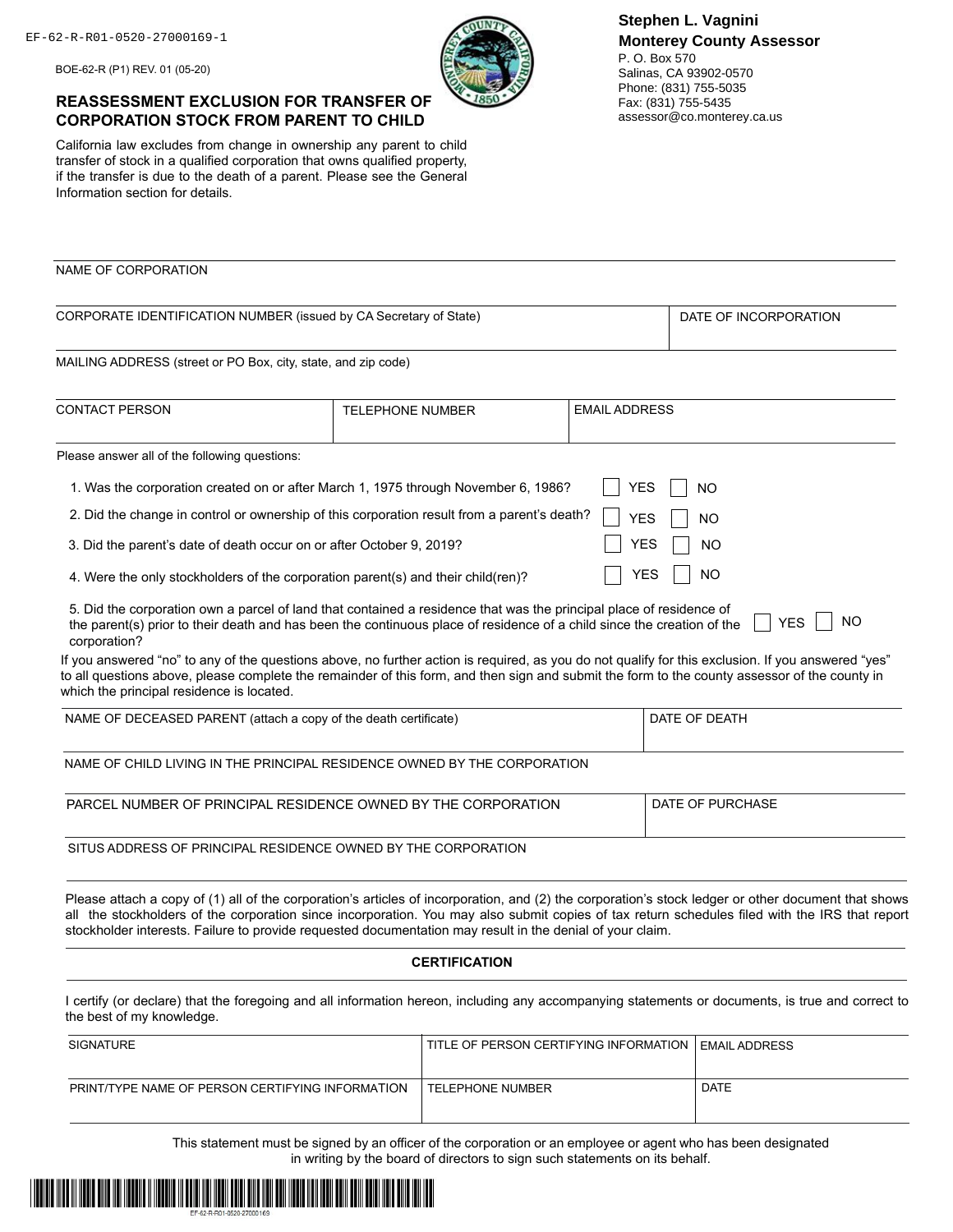EF-62-R-R01-0520-27000169-1

BOE-62-R (P1) REV. 01 (05-20)

**Stephen L. Vagnini**
**Monterey County Assessor**
P. O. Box 570
Salinas, CA 93902-0570
Phone: (831) 755-5035
Fax: (831) 755-5435
assessor@co.monterey.ca.us

## REASSESSMENT EXCLUSION FOR TRANSFER OF CORPORATION STOCK FROM PARENT TO CHILD

California law excludes from change in ownership any parent to child transfer of stock in a qualified corporation that owns qualified property, if the transfer is due to the death of a parent. Please see the General Information section for details.

| NAME OF CORPORATION | | |
|---|---|---|
| CORPORATE IDENTIFICATION NUMBER (issued by CA Secretary of State) | | DATE OF INCORPORATION |
| MAILING ADDRESS (street or PO Box, city, state, and zip code) | | |
| CONTACT PERSON | TELEPHONE NUMBER | EMAIL ADDRESS |

Please answer all of the following questions:

1. Was the corporation created on or after March 1, 1975 through November 6, 1986? ☐ YES ☐ NO
2. Did the change in control or ownership of this corporation result from a parent's death? ☐ YES ☐ NO
3. Did the parent's date of death occur on or after October 9, 2019? ☐ YES ☐ NO
4. Were the only stockholders of the corporation parent(s) and their child(ren)? ☐ YES ☐ NO
5. Did the corporation own a parcel of land that contained a residence that was the principal place of residence of the parent(s) prior to their death and has been the continuous place of residence of a child since the creation of the corporation? ☐ YES ☐ NO

If you answered "no" to any of the questions above, no further action is required, as you do not qualify for this exclusion. If you answered "yes" to all questions above, please complete the remainder of this form, and then sign and submit the form to the county assessor of the county in which the principal residence is located.

| NAME OF DECEASED PARENT (attach a copy of the death certificate) | DATE OF DEATH |
|---|---|
| NAME OF CHILD LIVING IN THE PRINCIPAL RESIDENCE OWNED BY THE CORPORATION | |
| PARCEL NUMBER OF PRINCIPAL RESIDENCE OWNED BY THE CORPORATION | DATE OF PURCHASE |
| SITUS ADDRESS OF PRINCIPAL RESIDENCE OWNED BY THE CORPORATION | |

Please attach a copy of (1) all of the corporation's articles of incorporation, and (2) the corporation's stock ledger or other document that shows all the stockholders of the corporation since incorporation. You may also submit copies of tax return schedules filed with the IRS that report stockholder interests. Failure to provide requested documentation may result in the denial of your claim.

### CERTIFICATION

I certify (or declare) that the foregoing and all information hereon, including any accompanying statements or documents, is true and correct to the best of my knowledge.

| SIGNATURE | TITLE OF PERSON CERTIFYING INFORMATION | EMAIL ADDRESS |
|---|---|---|
| PRINT/TYPE NAME OF PERSON CERTIFYING INFORMATION | TELEPHONE NUMBER | DATE |

This statement must be signed by an officer of the corporation or an employee or agent who has been designated in writing by the board of directors to sign such statements on its behalf.

EF-62-R-R01-0520-27000169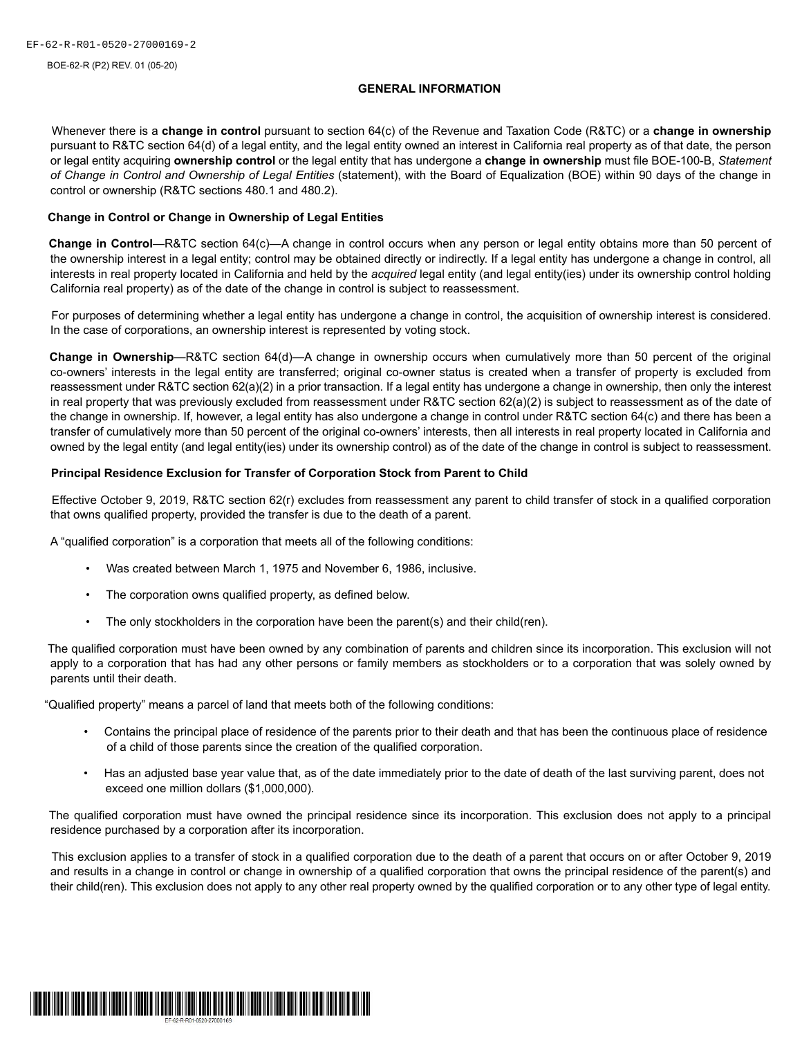## GENERAL INFORMATION

Whenever there is a **change in control** pursuant to section 64(c) of the Revenue and Taxation Code (R&TC) or a **change in ownership** pursuant to R&TC section 64(d) of a legal entity, and the legal entity owned an interest in California real property as of that date, the person or legal entity acquiring **ownership control** or the legal entity that has undergone a **change in ownership** must file BOE-100-B, *Statement of Change in Control and Ownership of Legal Entities* (statement), with the Board of Equalization (BOE) within 90 days of the change in control or ownership (R&TC sections 480.1 and 480.2).

### Change in Control or Change in Ownership of Legal Entities

**Change in Control**—R&TC section 64(c)—A change in control occurs when any person or legal entity obtains more than 50 percent of the ownership interest in a legal entity; control may be obtained directly or indirectly. If a legal entity has undergone a change in control, all interests in real property located in California and held by the *acquired* legal entity (and legal entity(ies) under its ownership control holding California real property) as of the date of the change in control is subject to reassessment.

For purposes of determining whether a legal entity has undergone a change in control, the acquisition of ownership interest is considered. In the case of corporations, an ownership interest is represented by voting stock.

**Change in Ownership**—R&TC section 64(d)—A change in ownership occurs when cumulatively more than 50 percent of the original co-owners' interests in the legal entity are transferred; original co-owner status is created when a transfer of property is excluded from reassessment under R&TC section 62(a)(2) in a prior transaction. If a legal entity has undergone a change in ownership, then only the interest in real property that was previously excluded from reassessment under R&TC section 62(a)(2) is subject to reassessment as of the date of the change in ownership. If, however, a legal entity has also undergone a change in control under R&TC section 64(c) and there has been a transfer of cumulatively more than 50 percent of the original co-owners' interests, then all interests in real property located in California and owned by the legal entity (and legal entity(ies) under its ownership control) as of the date of the change in control is subject to reassessment.

### Principal Residence Exclusion for Transfer of Corporation Stock from Parent to Child

Effective October 9, 2019, R&TC section 62(r) excludes from reassessment any parent to child transfer of stock in a qualified corporation that owns qualified property, provided the transfer is due to the death of a parent.

A "qualified corporation" is a corporation that meets all of the following conditions:

- Was created between March 1, 1975 and November 6, 1986, inclusive.
- The corporation owns qualified property, as defined below.
- The only stockholders in the corporation have been the parent(s) and their child(ren).

The qualified corporation must have been owned by any combination of parents and children since its incorporation. This exclusion will not apply to a corporation that has had any other persons or family members as stockholders or to a corporation that was solely owned by parents until their death.

"Qualified property" means a parcel of land that meets both of the following conditions:

- Contains the principal place of residence of the parents prior to their death and that has been the continuous place of residence of a child of those parents since the creation of the qualified corporation.
- Has an adjusted base year value that, as of the date immediately prior to the date of death of the last surviving parent, does not exceed one million dollars ($1,000,000).

The qualified corporation must have owned the principal residence since its incorporation. This exclusion does not apply to a principal residence purchased by a corporation after its incorporation.

This exclusion applies to a transfer of stock in a qualified corporation due to the death of a parent that occurs on or after October 9, 2019 and results in a change in control or change in ownership of a qualified corporation that owns the principal residence of the parent(s) and their child(ren). This exclusion does not apply to any other real property owned by the qualified corporation or to any other type of legal entity.